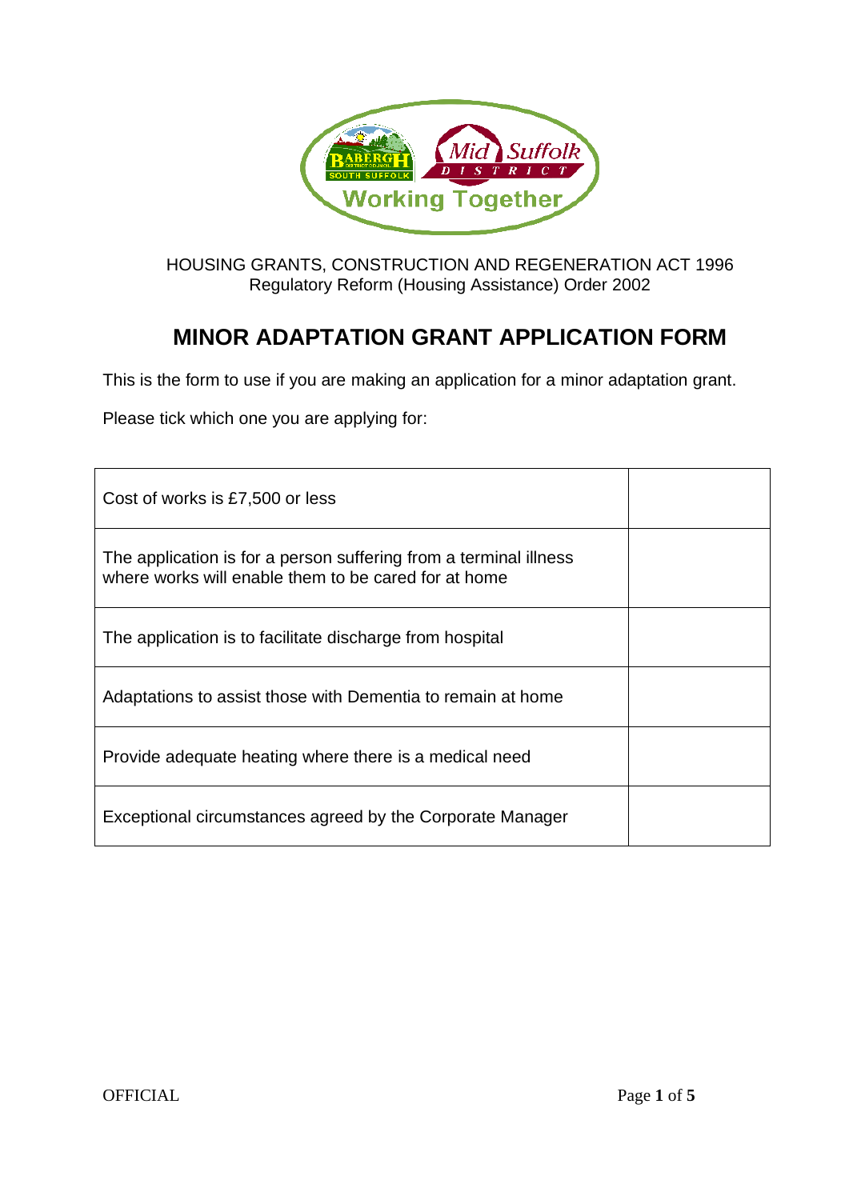HOUSING GRANTS, CONSTRUCTION AND REGENERATION ACT 1996
Regulatory Reform (Housing Assistance) Order 2002

# MINOR ADAPTATION GRANT APPLICATION FORM

This is the form to use if you are making an application for a minor adaptation grant.

Please tick which one you are applying for:

| | |
|---|---|
| Cost of works is £7,500 or less | |
| The application is for a person suffering from a terminal illness where works will enable them to be cared for at home | |
| The application is to facilitate discharge from hospital | |
| Adaptations to assist those with Dementia to remain at home | |
| Provide adequate heating where there is a medical need | |
| Exceptional circumstances agreed by the Corporate Manager | |

OFFICIAL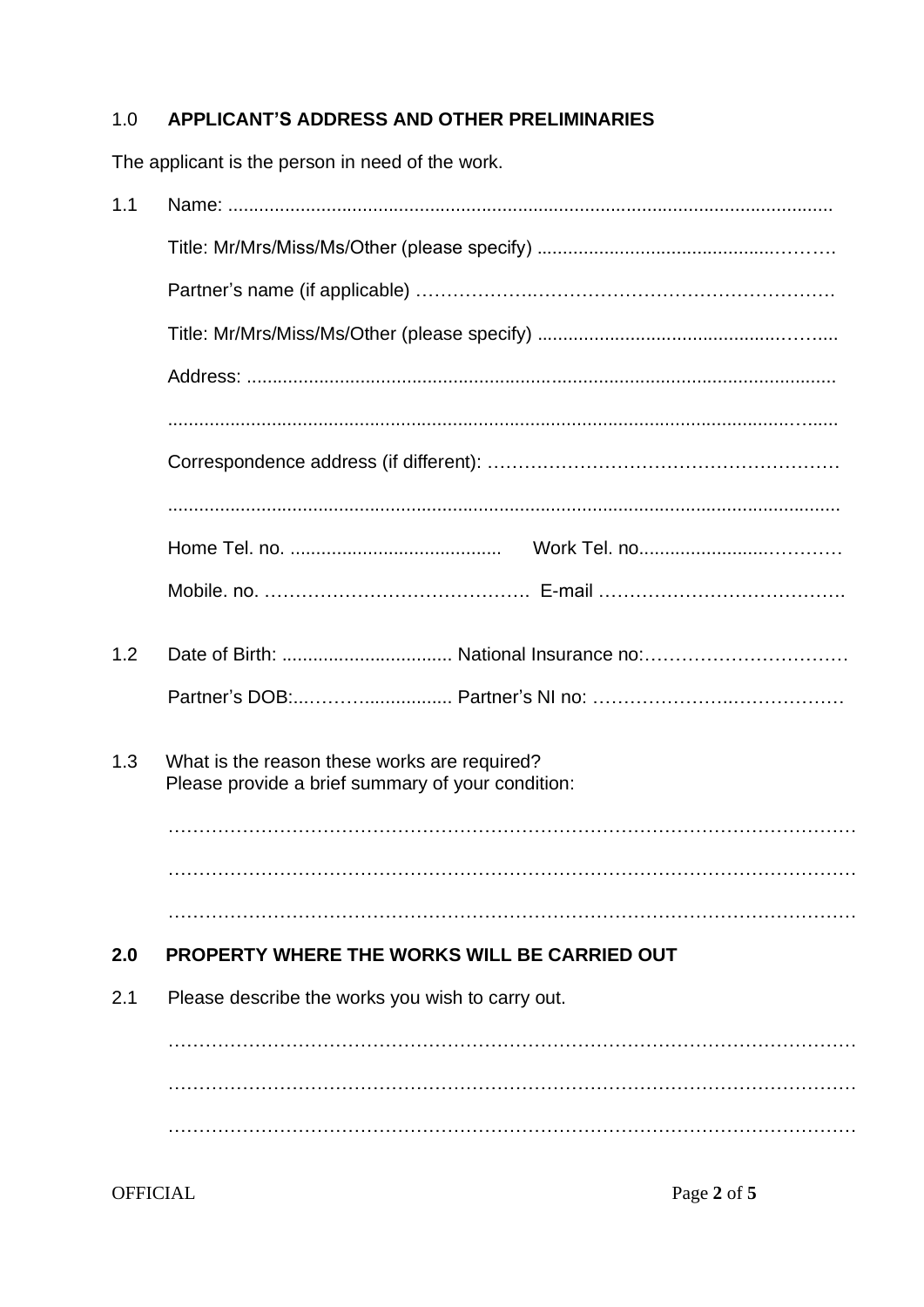## 1.0 APPLICANT'S ADDRESS AND OTHER PRELIMINARIES

The applicant is the person in need of the work.

1.1 Name: ....................................................................................................................

Title: Mr/Mrs/Miss/Ms/Other (please specify) ..........................................……….

Partner's name (if applicable) ……………….………………………………………….

Title: Mr/Mrs/Miss/Ms/Other (please specify) ..........................................……....

Address: ................................................................................................................

.............................................................................................................…......

Correspondence address (if different): …………………………………………………

..............................................................................................................................

Home Tel. no. .........................................     Work Tel. no.......................…………

Mobile. no. …………………………………….  E-mail ………………………………….

1.2 Date of Birth: ................................. National Insurance no:……………………………

Partner's DOB:...………................. Partner's NI no: …………………….………………

1.3 What is the reason these works are required?
Please provide a brief summary of your condition:

…………………………………………………………………………………………………

…………………………………………………………………………………………………

…………………………………………………………………………………………………

## 2.0 PROPERTY WHERE THE WORKS WILL BE CARRIED OUT

2.1 Please describe the works you wish to carry out.

…………………………………………………………………………………………………

…………………………………………………………………………………………………

…………………………………………………………………………………………………

OFFICIAL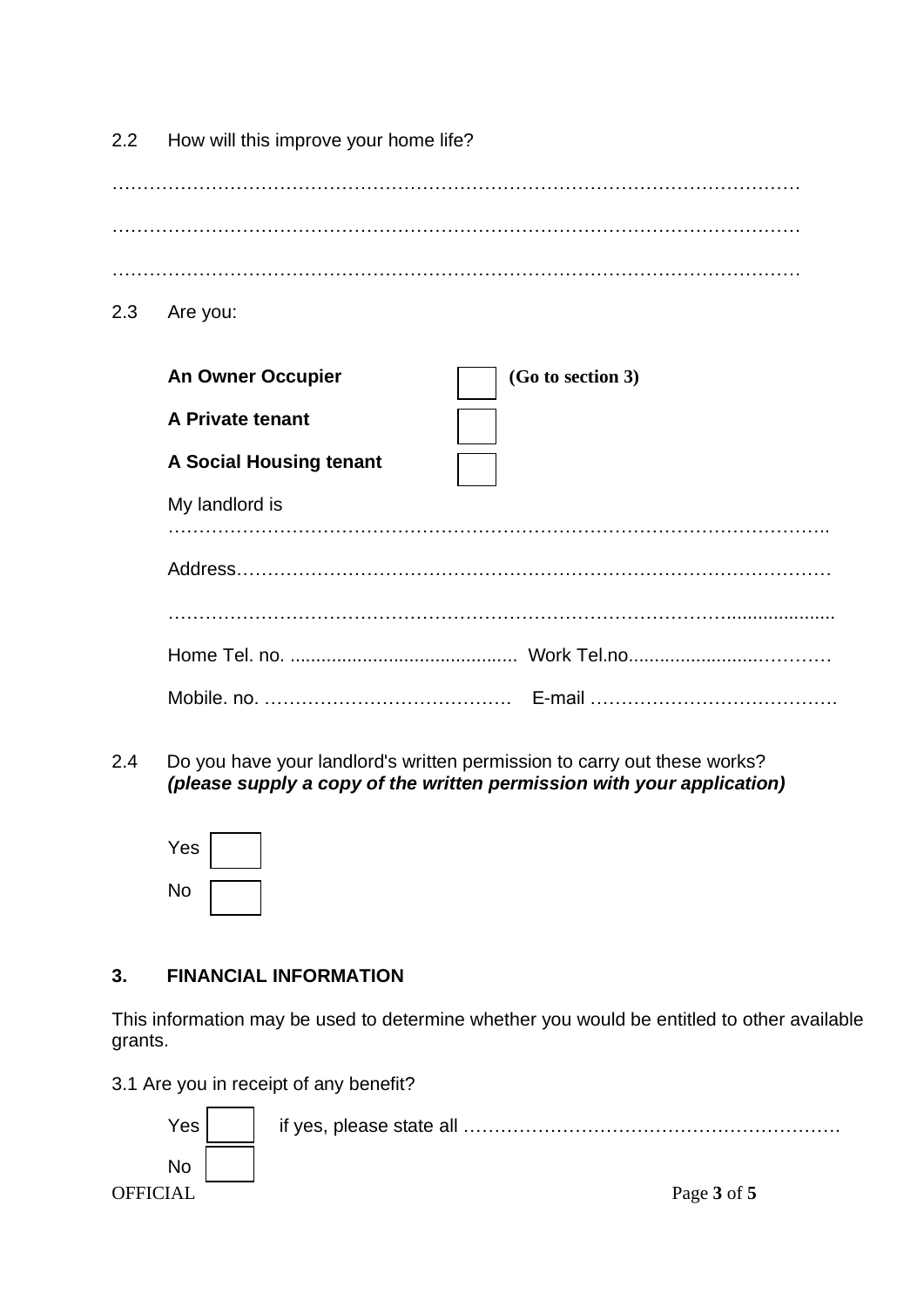2.2 How will this improve your home life?

…………………………………………………………………………………………………

…………………………………………………………………………………………………

…………………………………………………………………………………………………

2.3 Are you:

**An Owner Occupier** ☐ **(Go to section 3)**

**A Private tenant** ☐

**A Social Housing tenant** ☐

My landlord is ………………………………………………………………………………………..

Address……………………………………………………………………………………

……………………………………………………………………………….....................

Home Tel. no. ........................................... Work Tel.no........................…………

Mobile. no. …………………………………… E-mail ………………………………….

2.4 Do you have your landlord's written permission to carry out these works? ***(please supply a copy of the written permission with your application)***

Yes ☐

No ☐

## 3. FINANCIAL INFORMATION

This information may be used to determine whether you would be entitled to other available grants.

3.1 Are you in receipt of any benefit?

Yes ☐ if yes, please state all ……………………………………………………

No ☐

OFFICIAL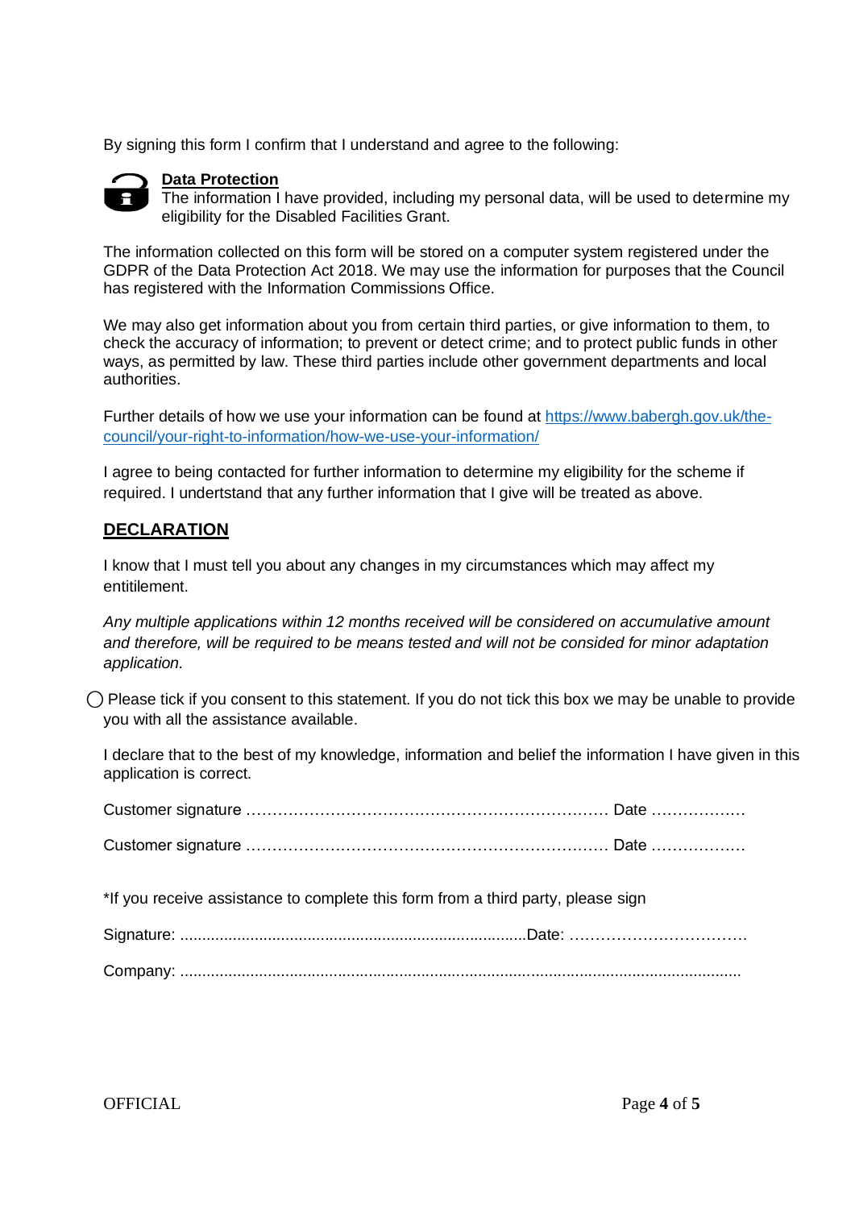By signing this form I confirm that I understand and agree to the following:

**Data Protection**

The information I have provided, including my personal data, will be used to determine my eligibility for the Disabled Facilities Grant.

The information collected on this form will be stored on a computer system registered under the GDPR of the Data Protection Act 2018. We may use the information for purposes that the Council has registered with the Information Commissions Office.

We may also get information about you from certain third parties, or give information to them, to check the accuracy of information; to prevent or detect crime; and to protect public funds in other ways, as permitted by law. These third parties include other government departments and local authorities.

Further details of how we use your information can be found at [https://www.babergh.gov.uk/the-council/your-right-to-information/how-we-use-your-information/](https://www.babergh.gov.uk/the-council/your-right-to-information/how-we-use-your-information/)

I agree to being contacted for further information to determine my eligibility for the scheme if required. I undertstand that any further information that I give will be treated as above.

## DECLARATION

I know that I must tell you about any changes in my circumstances which may affect my entititlement.

*Any multiple applications within 12 months received will be considered on accumulative amount and therefore, will be required to be means tested and will not be consided for minor adaptation application.*

◯ Please tick if you consent to this statement. If you do not tick this box we may be unable to provide you with all the assistance available.

I declare that to the best of my knowledge, information and belief the information I have given in this application is correct.

Customer signature …………………………………………………………… Date ………………

Customer signature …………………………………………………………… Date ………………

*If you receive assistance to complete this form from a third party, please sign

Signature: ..............................................................................Date: ……………………………

Company: ...............................................................................................................................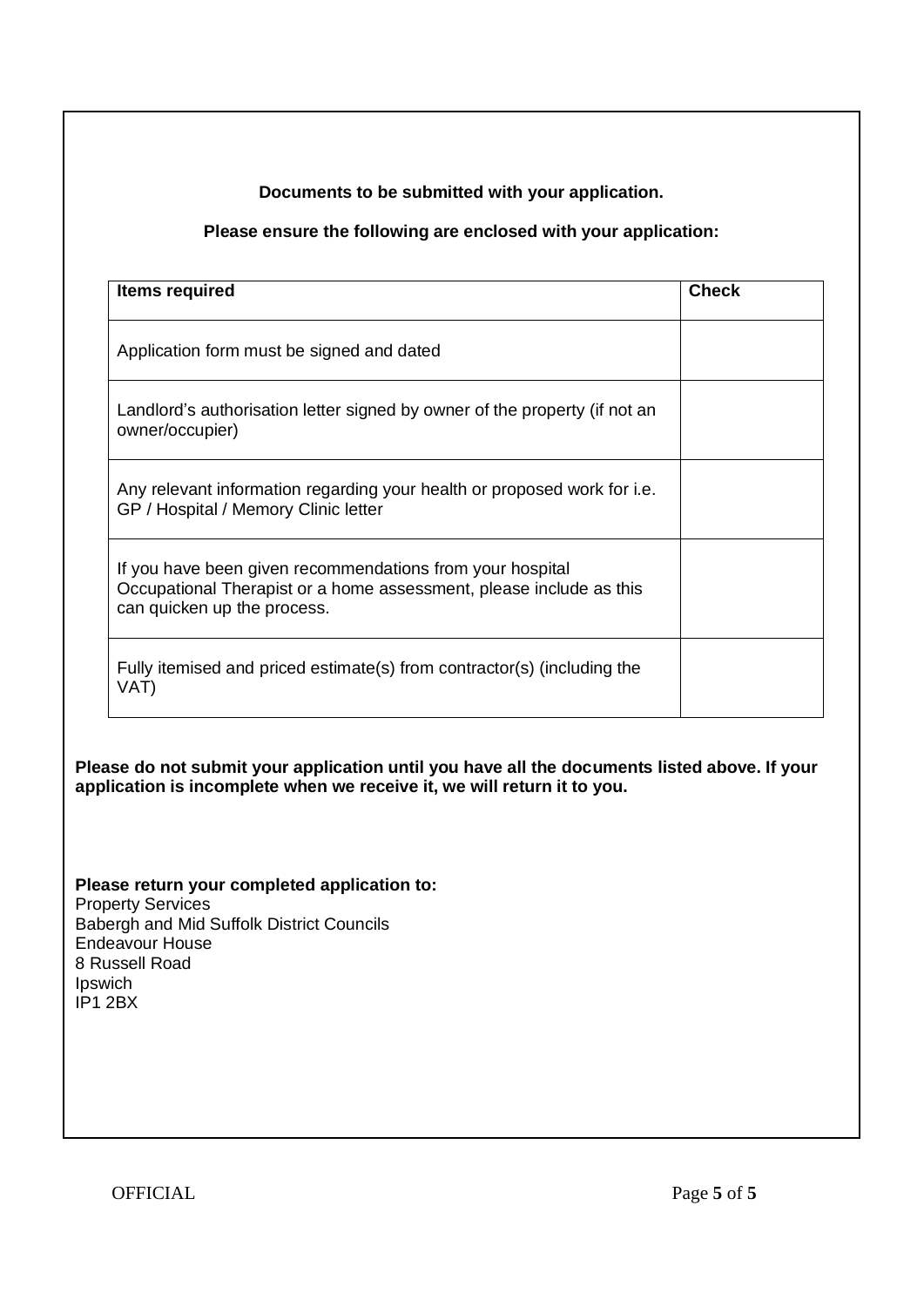**Documents to be submitted with your application.**

**Please ensure the following are enclosed with your application:**

| Items required | Check |
|---|---|
| Application form must be signed and dated | |
| Landlord's authorisation letter signed by owner of the property (if not an owner/occupier) | |
| Any relevant information regarding your health or proposed work for i.e. GP / Hospital / Memory Clinic letter | |
| If you have been given recommendations from your hospital Occupational Therapist or a home assessment, please include as this can quicken up the process. | |
| Fully itemised and priced estimate(s) from contractor(s) (including the VAT) | |

**Please do not submit your application until you have all the documents listed above. If your application is incomplete when we receive it, we will return it to you.**

**Please return your completed application to:**
Property Services
Babergh and Mid Suffolk District Councils
Endeavour House
8 Russell Road
Ipswich
IP1 2BX

OFFICIAL